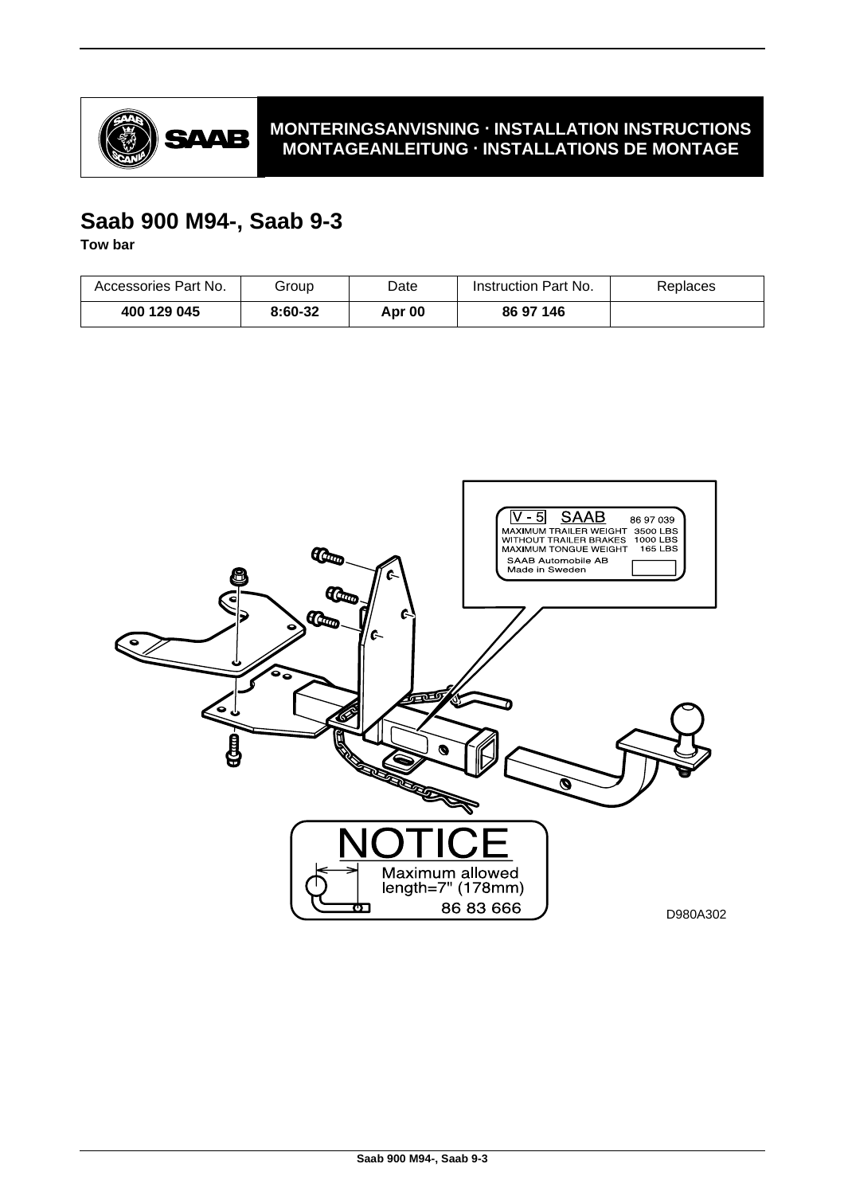MONTERINGSANVISNING · INSTALLATION INSTRUCTIONS
MONTAGEANLEITUNG · INSTALLATIONS DE MONTAGE

# Saab 900 M94-, Saab 9-3

**Tow bar**

| Accessories Part No. | Group | Date | Instruction Part No. | Replaces |
|---|---|---|---|---|
| **400 129 045** | **8:60-32** | **Apr 00** | **86 97 146** | |

V - 5 SAAB 86 97 039
MAXIMUM TRAILER WEIGHT 3500 LBS
WITHOUT TRAILER BRAKES 1000 LBS
MAXIMUM TONGUE WEIGHT 165 LBS
SAAB Automobile AB
Made in Sweden

NOTICE
Maximum allowed length=7" (178mm)
86 83 666

D980A302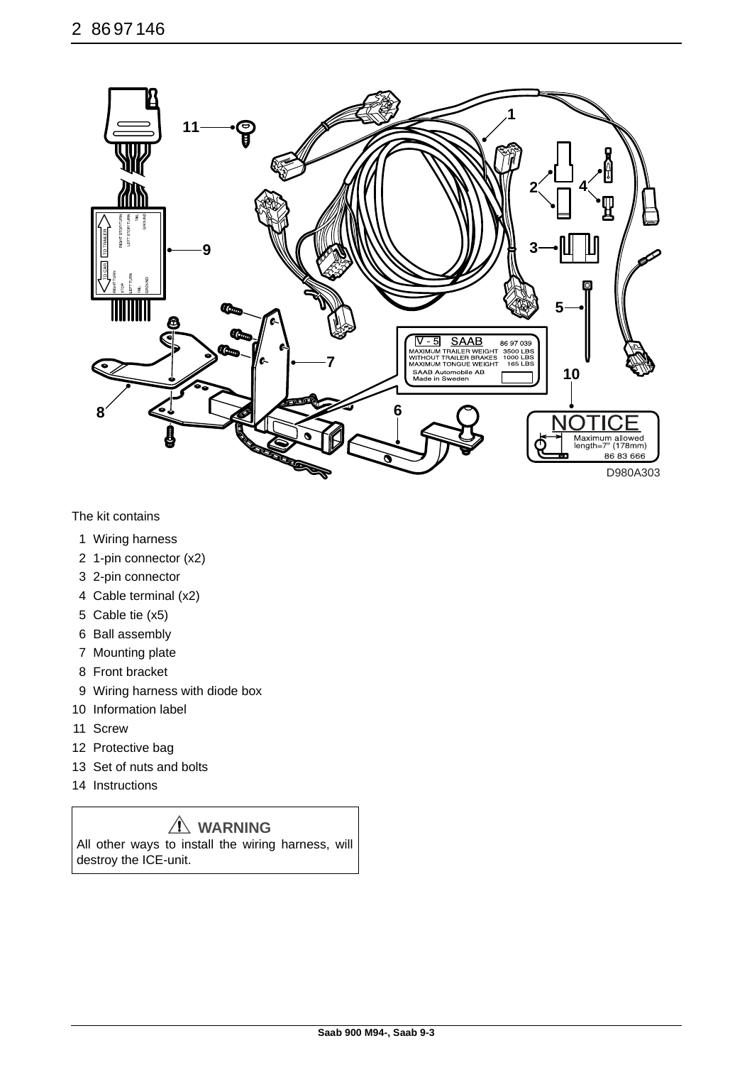The kit contains

1. Wiring harness
2. 1-pin connector (x2)
3. 2-pin connector
4. Cable terminal (x2)
5. Cable tie (x5)
6. Ball assembly
7. Mounting plate
8. Front bracket
9. Wiring harness with diode box
10. Information label
11. Screw
12. Protective bag
13. Set of nuts and bolts
14. Instructions

> ⚠ **WARNING**
>
> All other ways to install the wiring harness, will destroy the ICE-unit.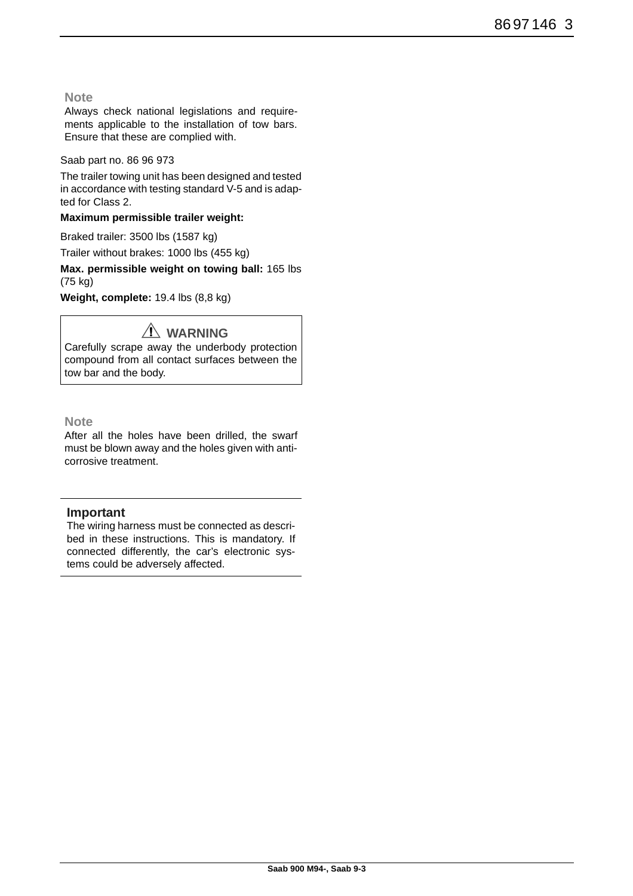**Note**

Always check national legislations and requirements applicable to the installation of tow bars. Ensure that these are complied with.

Saab part no. 86 96 973

The trailer towing unit has been designed and tested in accordance with testing standard V-5 and is adapted for Class 2.

**Maximum permissible trailer weight:**

Braked trailer: 3500 lbs (1587 kg)

Trailer without brakes: 1000 lbs (455 kg)

**Max. permissible weight on towing ball:** 165 lbs (75 kg)

**Weight, complete:** 19.4 lbs (8,8 kg)

**⚠ WARNING**

Carefully scrape away the underbody protection compound from all contact surfaces between the tow bar and the body.

**Note**

After all the holes have been drilled, the swarf must be blown away and the holes given with anti-corrosive treatment.

**Important**

The wiring harness must be connected as described in these instructions. This is mandatory. If connected differently, the car's electronic systems could be adversely affected.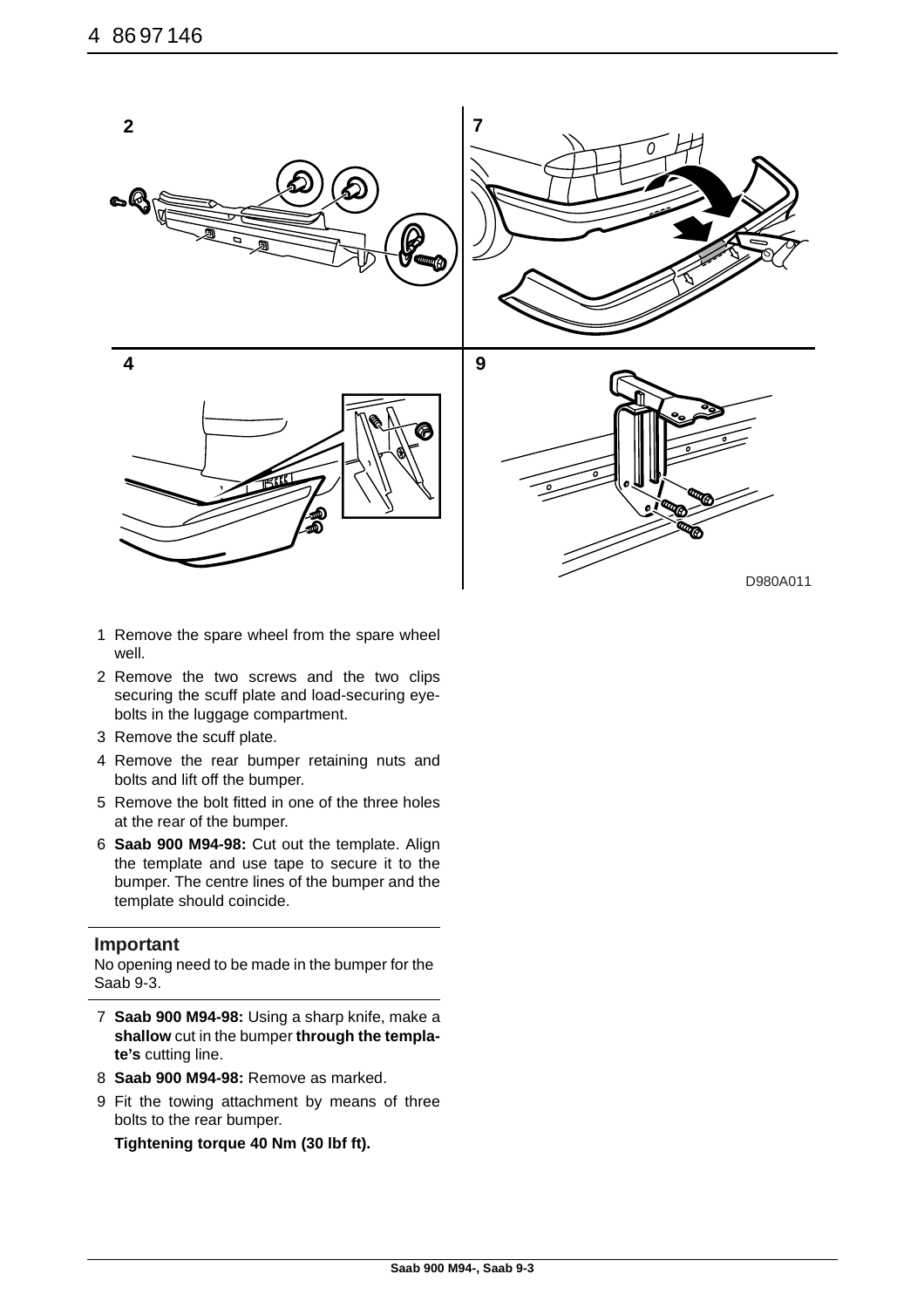D980A011

1. Remove the spare wheel from the spare wheel well.
2. Remove the two screws and the two clips securing the scuff plate and load-securing eye-bolts in the luggage compartment.
3. Remove the scuff plate.
4. Remove the rear bumper retaining nuts and bolts and lift off the bumper.
5. Remove the bolt fitted in one of the three holes at the rear of the bumper.
6. **Saab 900 M94-98:** Cut out the template. Align the template and use tape to secure it to the bumper. The centre lines of the bumper and the template should coincide.

### Important

No opening need to be made in the bumper for the Saab 9-3.

7. **Saab 900 M94-98:** Using a sharp knife, make a **shallow** cut in the bumper **through the template's** cutting line.
8. **Saab 900 M94-98:** Remove as marked.
9. Fit the towing attachment by means of three bolts to the rear bumper.

   **Tightening torque 40 Nm (30 lbf ft).**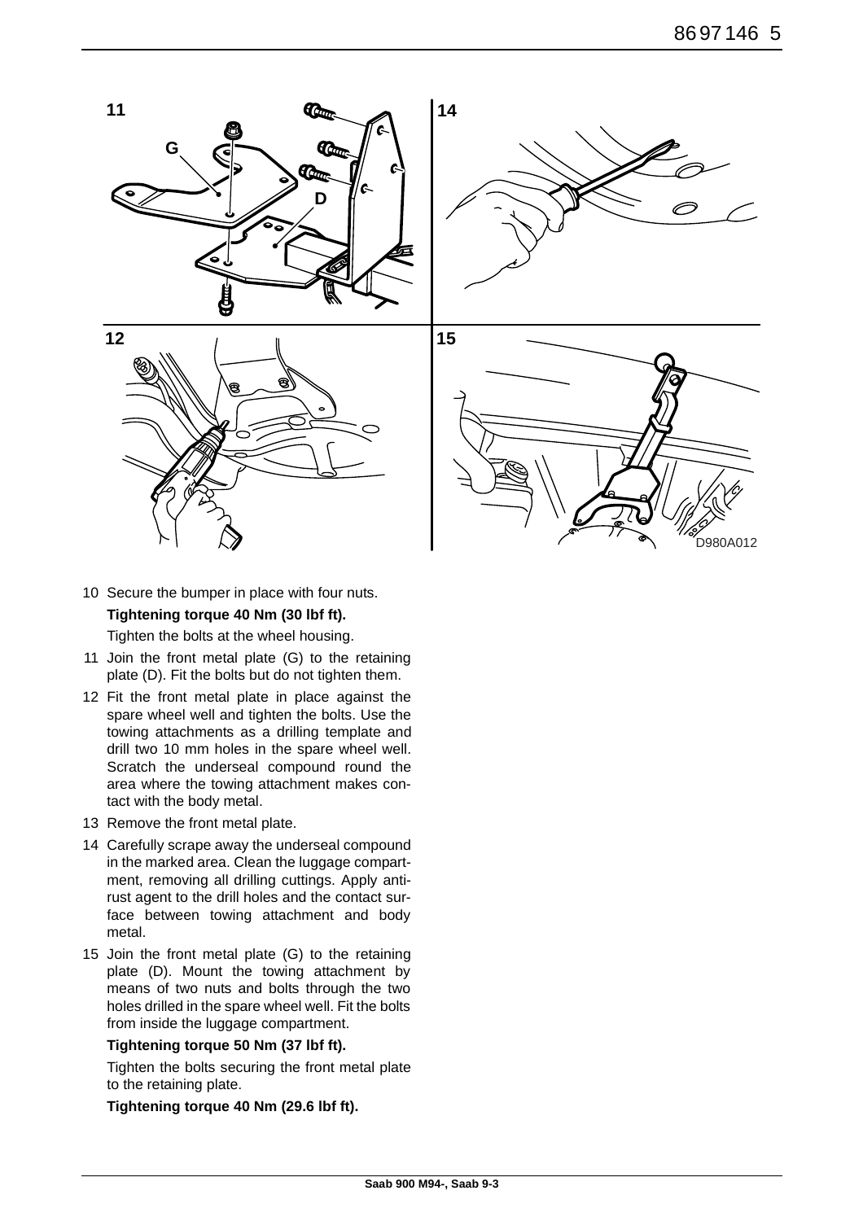10 Secure the bumper in place with four nuts.

   **Tightening torque 40 Nm (30 lbf ft).**

   Tighten the bolts at the wheel housing.

11 Join the front metal plate (G) to the retaining plate (D). Fit the bolts but do not tighten them.

12 Fit the front metal plate in place against the spare wheel well and tighten the bolts. Use the towing attachments as a drilling template and drill two 10 mm holes in the spare wheel well. Scratch the underseal compound round the area where the towing attachment makes contact with the body metal.

13 Remove the front metal plate.

14 Carefully scrape away the underseal compound in the marked area. Clean the luggage compartment, removing all drilling cuttings. Apply anti-rust agent to the drill holes and the contact surface between towing attachment and body metal.

15 Join the front metal plate (G) to the retaining plate (D). Mount the towing attachment by means of two nuts and bolts through the two holes drilled in the spare wheel well. Fit the bolts from inside the luggage compartment.

   **Tightening torque 50 Nm (37 lbf ft).**

   Tighten the bolts securing the front metal plate to the retaining plate.

   **Tightening torque 40 Nm (29.6 lbf ft).**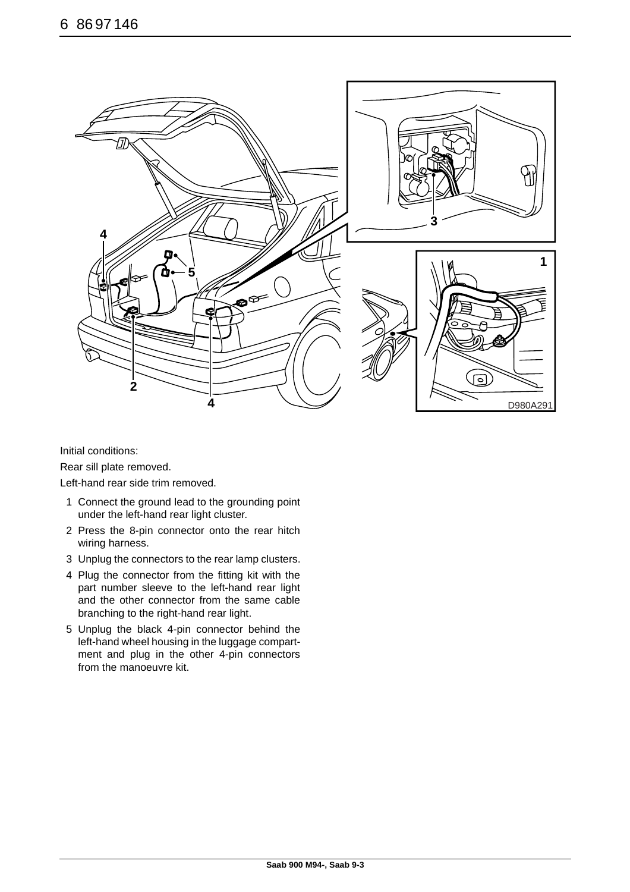Initial conditions:

Rear sill plate removed.

Left-hand rear side trim removed.

1 Connect the ground lead to the grounding point under the left-hand rear light cluster.

2 Press the 8-pin connector onto the rear hitch wiring harness.

3 Unplug the connectors to the rear lamp clusters.

4 Plug the connector from the fitting kit with the part number sleeve to the left-hand rear light and the other connector from the same cable branching to the right-hand rear light.

5 Unplug the black 4-pin connector behind the left-hand wheel housing in the luggage compartment and plug in the other 4-pin connectors from the manoeuvre kit.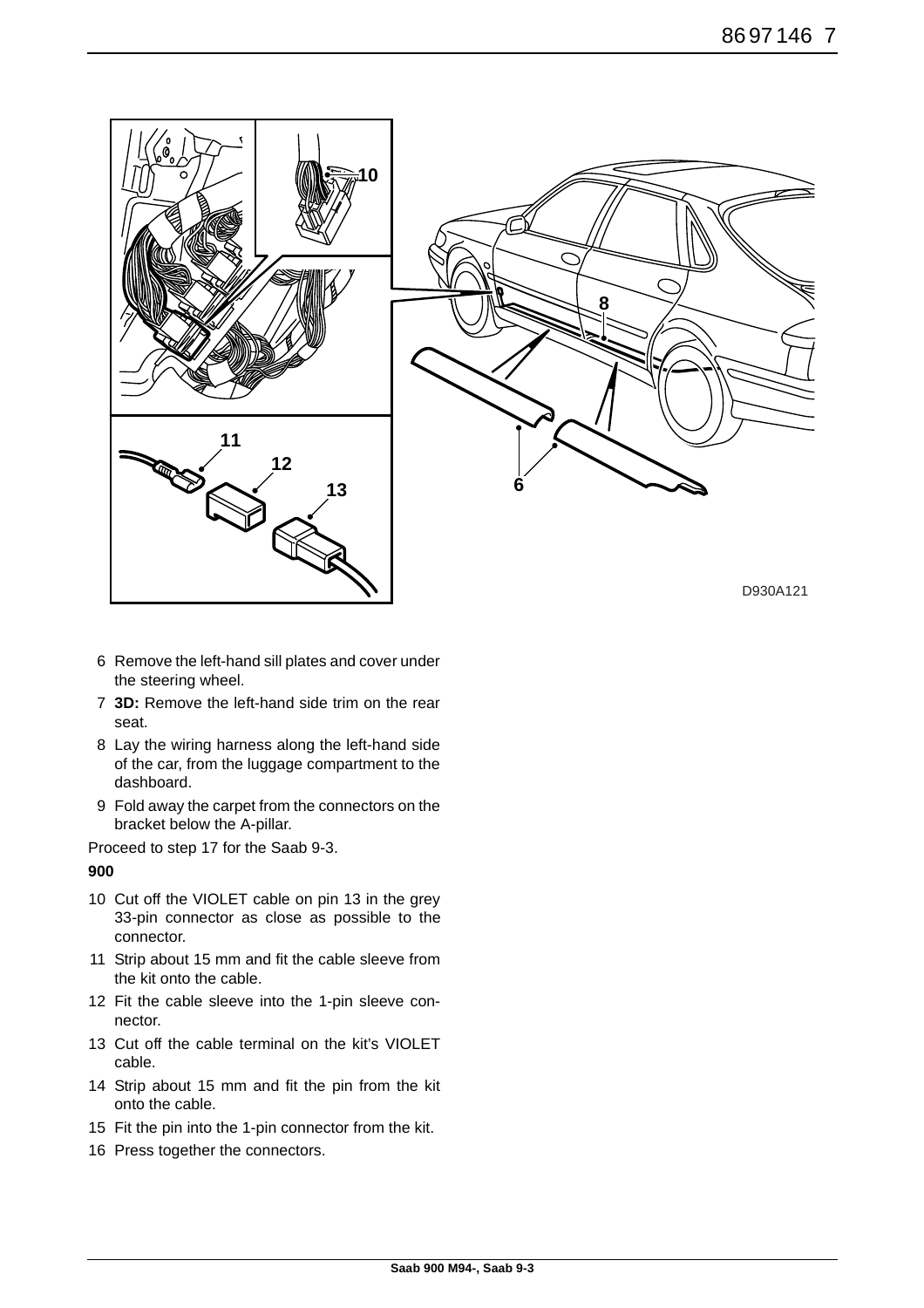D930A121

6 Remove the left-hand sill plates and cover under the steering wheel.
7 **3D:** Remove the left-hand side trim on the rear seat.
8 Lay the wiring harness along the left-hand side of the car, from the luggage compartment to the dashboard.
9 Fold away the carpet from the connectors on the bracket below the A-pillar.

Proceed to step 17 for the Saab 9-3.

**900**

10 Cut off the VIOLET cable on pin 13 in the grey 33-pin connector as close as possible to the connector.
11 Strip about 15 mm and fit the cable sleeve from the kit onto the cable.
12 Fit the cable sleeve into the 1-pin sleeve connector.
13 Cut off the cable terminal on the kit's VIOLET cable.
14 Strip about 15 mm and fit the pin from the kit onto the cable.
15 Fit the pin into the 1-pin connector from the kit.
16 Press together the connectors.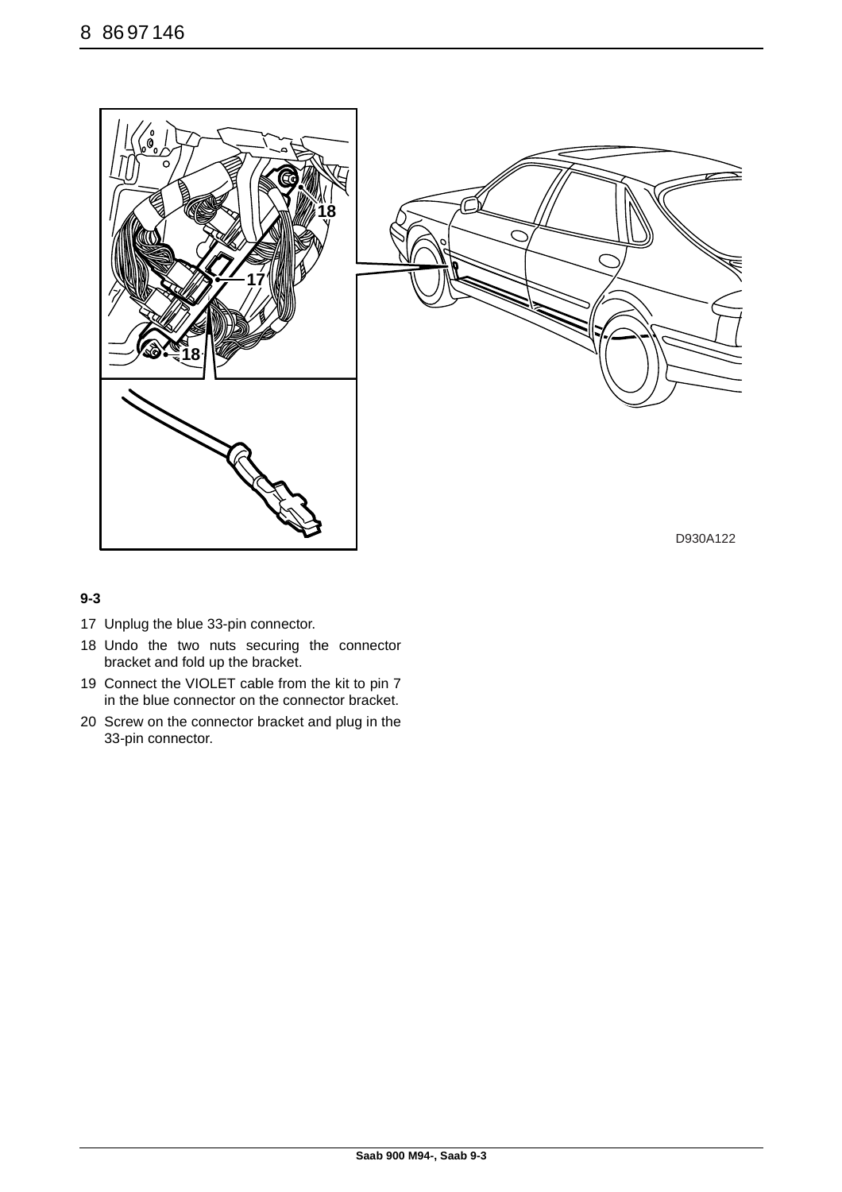D930A122

**9-3**

17 Unplug the blue 33-pin connector.

18 Undo the two nuts securing the connector bracket and fold up the bracket.

19 Connect the VIOLET cable from the kit to pin 7 in the blue connector on the connector bracket.

20 Screw on the connector bracket and plug in the 33-pin connector.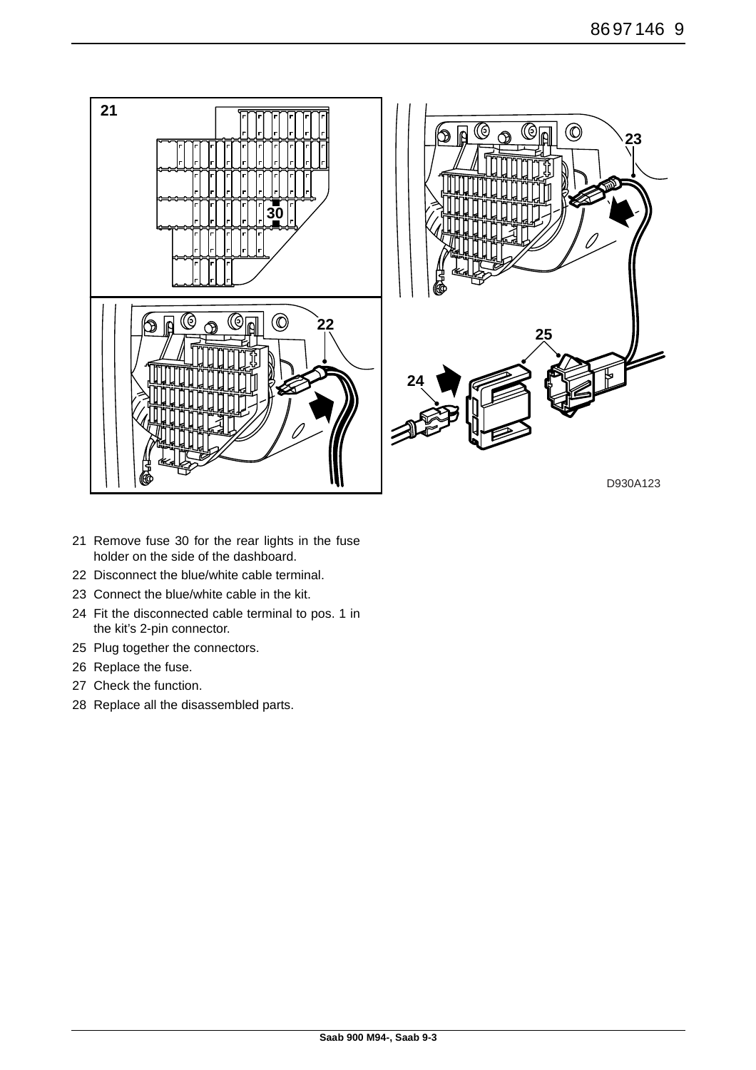D930A123

21 Remove fuse 30 for the rear lights in the fuse holder on the side of the dashboard.

22 Disconnect the blue/white cable terminal.

23 Connect the blue/white cable in the kit.

24 Fit the disconnected cable terminal to pos. 1 in the kit's 2-pin connector.

25 Plug together the connectors.

26 Replace the fuse.

27 Check the function.

28 Replace all the disassembled parts.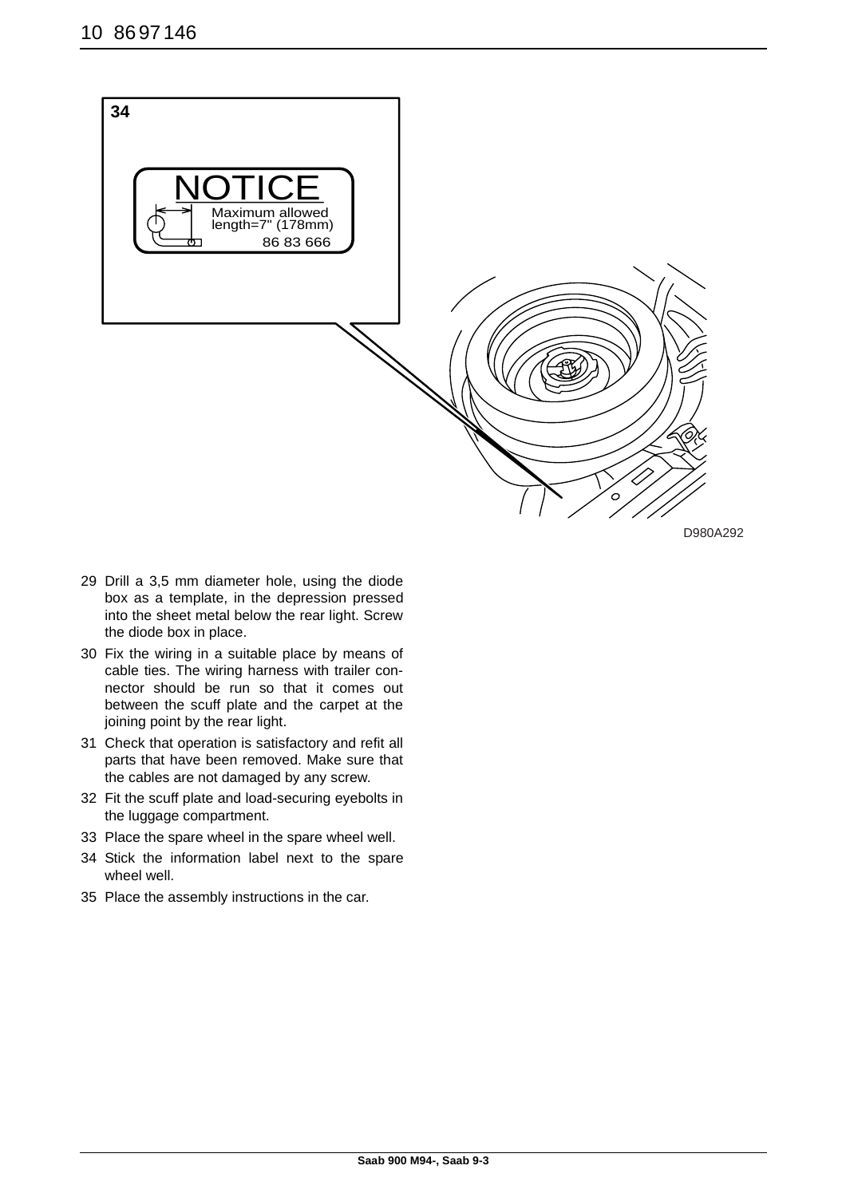34

NOTICE

Maximum allowed length=7" (178mm)

86 83 666

D980A292

29 Drill a 3,5 mm diameter hole, using the diode box as a template, in the depression pressed into the sheet metal below the rear light. Screw the diode box in place.

30 Fix the wiring in a suitable place by means of cable ties. The wiring harness with trailer connector should be run so that it comes out between the scuff plate and the carpet at the joining point by the rear light.

31 Check that operation is satisfactory and refit all parts that have been removed. Make sure that the cables are not damaged by any screw.

32 Fit the scuff plate and load-securing eyebolts in the luggage compartment.

33 Place the spare wheel in the spare wheel well.

34 Stick the information label next to the spare wheel well.

35 Place the assembly instructions in the car.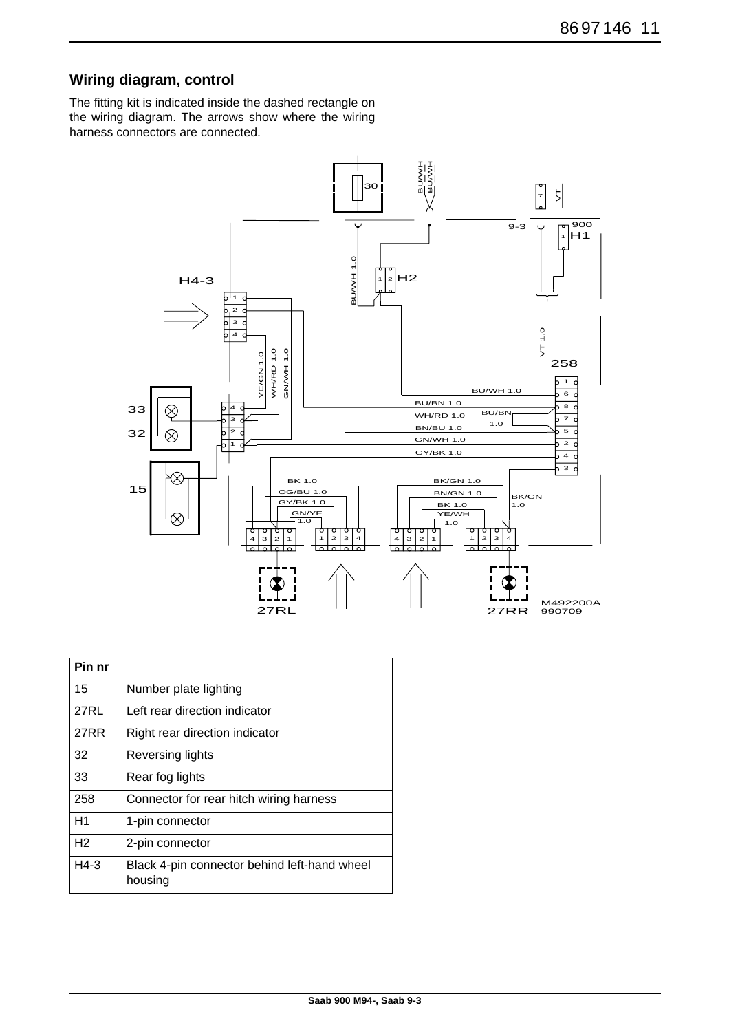## Wiring diagram, control

The fitting kit is indicated inside the dashed rectangle on the wiring diagram. The arrows show where the wiring harness connectors are connected.

| Pin nr | |
|---|---|
| 15 | Number plate lighting |
| 27RL | Left rear direction indicator |
| 27RR | Right rear direction indicator |
| 32 | Reversing lights |
| 33 | Rear fog lights |
| 258 | Connector for rear hitch wiring harness |
| H1 | 1-pin connector |
| H2 | 2-pin connector |
| H4-3 | Black 4-pin connector behind left-hand wheel housing |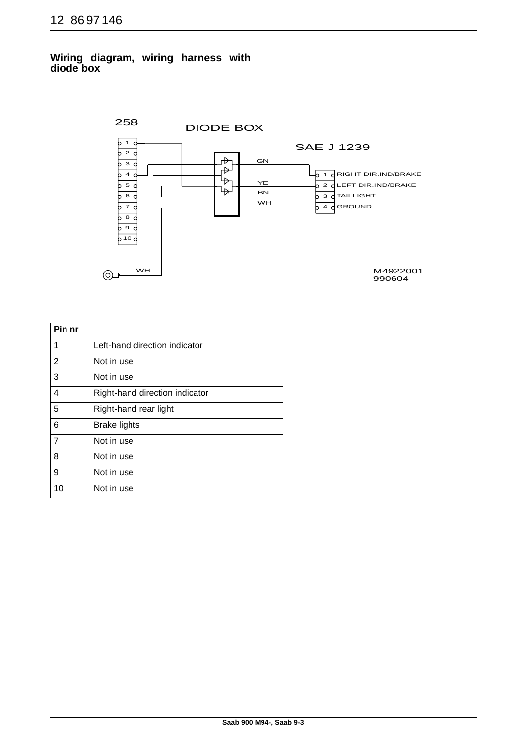## Wiring diagram, wiring harness with diode box

258

DIODE BOX

SAE J 1239

| Pin | Wire | Function |
|---|---|---|
| 1 | GN | RIGHT DIR.IND/BRAKE |
| 2 | YE | LEFT DIR.IND/BRAKE |
| 3 | BN | TAILLIGHT |
| 4 | WH | GROUND |

WH

M4922001
990604

| Pin nr | |
|---|---|
| 1 | Left-hand direction indicator |
| 2 | Not in use |
| 3 | Not in use |
| 4 | Right-hand direction indicator |
| 5 | Right-hand rear light |
| 6 | Brake lights |
| 7 | Not in use |
| 8 | Not in use |
| 9 | Not in use |
| 10 | Not in use |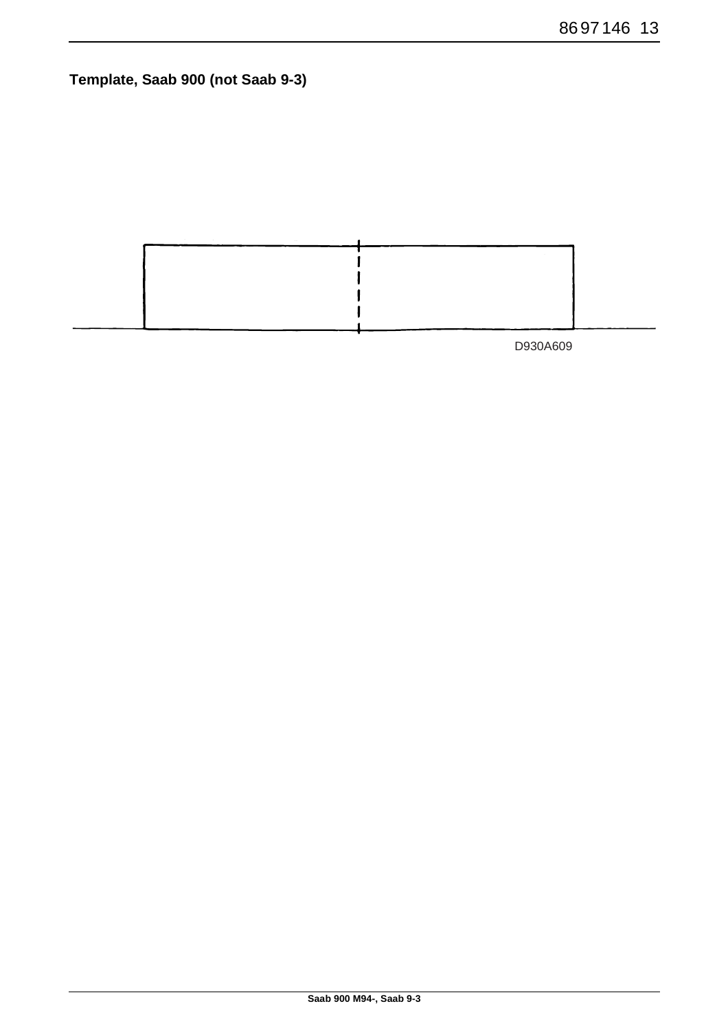**Template, Saab 900 (not Saab 9-3)**

D930A609